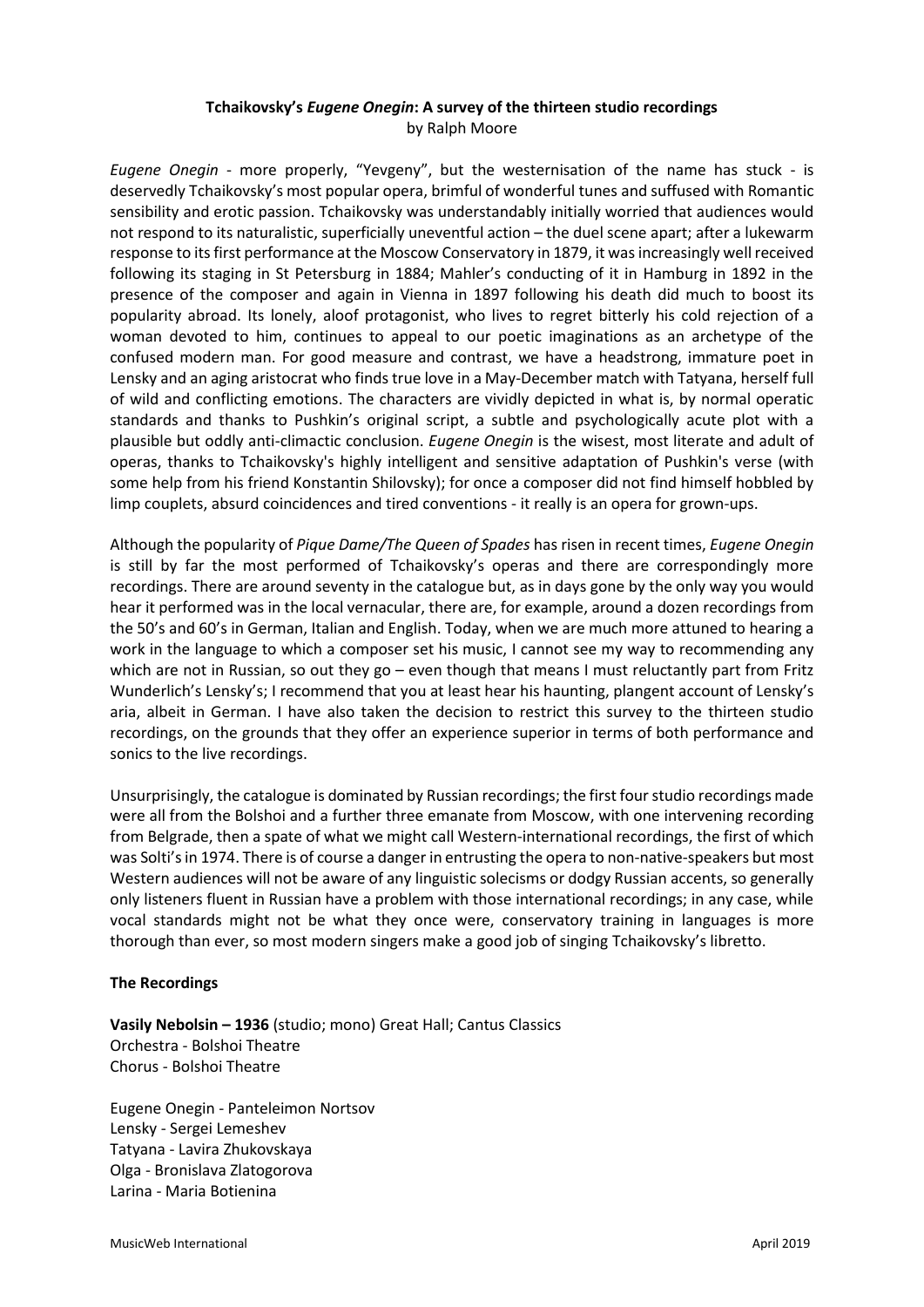# **Tchaikovsky's *Eugene Onegin*: A survey of the thirteen studio recordings**

by Ralph Moore

*Eugene Onegin* - more properly, "Yevgeny", but the westernisation of the name has stuck - is deservedly Tchaikovsky's most popular opera, brimful of wonderful tunes and suffused with Romantic sensibility and erotic passion. Tchaikovsky was understandably initially worried that audiences would not respond to its naturalistic, superficially uneventful action – the duel scene apart; after a lukewarm response to its first performance at the Moscow Conservatory in 1879, it was increasingly well received following its staging in St Petersburg in 1884; Mahler's conducting of it in Hamburg in 1892 in the presence of the composer and again in Vienna in 1897 following his death did much to boost its popularity abroad. Its lonely, aloof protagonist, who lives to regret bitterly his cold rejection of a woman devoted to him, continues to appeal to our poetic imaginations as an archetype of the confused modern man. For good measure and contrast, we have a headstrong, immature poet in Lensky and an aging aristocrat who finds true love in a May-December match with Tatyana, herself full of wild and conflicting emotions. The characters are vividly depicted in what is, by normal operatic standards and thanks to Pushkin's original script, a subtle and psychologically acute plot with a plausible but oddly anti-climactic conclusion. *Eugene Onegin* is the wisest, most literate and adult of operas, thanks to Tchaikovsky's highly intelligent and sensitive adaptation of Pushkin's verse (with some help from his friend Konstantin Shilovsky); for once a composer did not find himself hobbled by limp couplets, absurd coincidences and tired conventions - it really is an opera for grown-ups.

Although the popularity of *Pique Dame/The Queen of Spades* has risen in recent times, *Eugene Onegin* is still by far the most performed of Tchaikovsky's operas and there are correspondingly more recordings. There are around seventy in the catalogue but, as in days gone by the only way you would hear it performed was in the local vernacular, there are, for example, around a dozen recordings from the 50's and 60's in German, Italian and English. Today, when we are much more attuned to hearing a work in the language to which a composer set his music, I cannot see my way to recommending any which are not in Russian, so out they go – even though that means I must reluctantly part from Fritz Wunderlich's Lensky's; I recommend that you at least hear his haunting, plangent account of Lensky's aria, albeit in German. I have also taken the decision to restrict this survey to the thirteen studio recordings, on the grounds that they offer an experience superior in terms of both performance and sonics to the live recordings.

Unsurprisingly, the catalogue is dominated by Russian recordings; the first four studio recordings made were all from the Bolshoi and a further three emanate from Moscow, with one intervening recording from Belgrade, then a spate of what we might call Western-international recordings, the first of which was Solti's in 1974. There is of course a danger in entrusting the opera to non-native-speakers but most Western audiences will not be aware of any linguistic solecisms or dodgy Russian accents, so generally only listeners fluent in Russian have a problem with those international recordings; in any case, while vocal standards might not be what they once were, conservatory training in languages is more thorough than ever, so most modern singers make a good job of singing Tchaikovsky's libretto.

## **The Recordings**

**Vasily Nebolsin – 1936** (studio; mono) Great Hall; Cantus Classics
Orchestra - Bolshoi Theatre
Chorus - Bolshoi Theatre

Eugene Onegin - Panteleimon Nortsov
Lensky - Sergei Lemeshev
Tatyana - Lavira Zhukovskaya
Olga - Bronislava Zlatogorova
Larina - Maria Botienina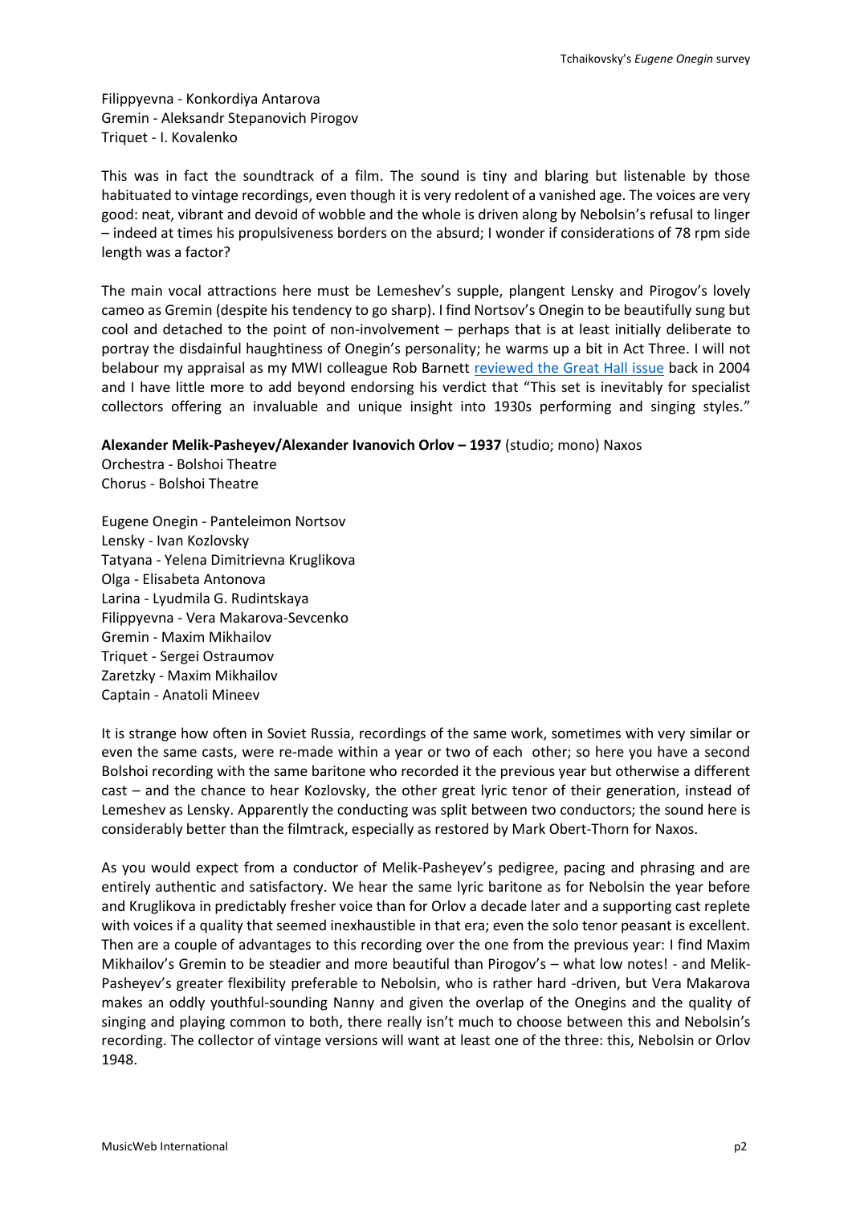Filippyevna - Konkordiya Antarova
Gremin - Aleksandr Stepanovich Pirogov
Triquet - I. Kovalenko

This was in fact the soundtrack of a film. The sound is tiny and blaring but listenable by those habituated to vintage recordings, even though it is very redolent of a vanished age. The voices are very good: neat, vibrant and devoid of wobble and the whole is driven along by Nebolsin's refusal to linger – indeed at times his propulsiveness borders on the absurd; I wonder if considerations of 78 rpm side length was a factor?

The main vocal attractions here must be Lemeshev's supple, plangent Lensky and Pirogov's lovely cameo as Gremin (despite his tendency to go sharp). I find Nortsov's Onegin to be beautifully sung but cool and detached to the point of non-involvement – perhaps that is at least initially deliberate to portray the disdainful haughtiness of Onegin's personality; he warms up a bit in Act Three. I will not belabour my appraisal as my MWI colleague Rob Barnett reviewed the Great Hall issue back in 2004 and I have little more to add beyond endorsing his verdict that "This set is inevitably for specialist collectors offering an invaluable and unique insight into 1930s performing and singing styles."

**Alexander Melik-Pasheyev/Alexander Ivanovich Orlov – 1937** (studio; mono) Naxos
Orchestra - Bolshoi Theatre
Chorus - Bolshoi Theatre

Eugene Onegin - Panteleimon Nortsov
Lensky - Ivan Kozlovsky
Tatyana - Yelena Dimitrievna Kruglikova
Olga - Elisabeta Antonova
Larina - Lyudmila G. Rudintskaya
Filippyevna - Vera Makarova-Sevcenko
Gremin - Maxim Mikhailov
Triquet - Sergei Ostraumov
Zaretzky - Maxim Mikhailov
Captain - Anatoli Mineev

It is strange how often in Soviet Russia, recordings of the same work, sometimes with very similar or even the same casts, were re-made within a year or two of each other; so here you have a second Bolshoi recording with the same baritone who recorded it the previous year but otherwise a different cast – and the chance to hear Kozlovsky, the other great lyric tenor of their generation, instead of Lemeshev as Lensky. Apparently the conducting was split between two conductors; the sound here is considerably better than the filmtrack, especially as restored by Mark Obert-Thorn for Naxos.

As you would expect from a conductor of Melik-Pasheyev's pedigree, pacing and phrasing and are entirely authentic and satisfactory. We hear the same lyric baritone as for Nebolsin the year before and Kruglikova in predictably fresher voice than for Orlov a decade later and a supporting cast replete with voices if a quality that seemed inexhaustible in that era; even the solo tenor peasant is excellent. Then are a couple of advantages to this recording over the one from the previous year: I find Maxim Mikhailov's Gremin to be steadier and more beautiful than Pirogov's – what low notes! - and Melik-Pasheyev's greater flexibility preferable to Nebolsin, who is rather hard -driven, but Vera Makarova makes an oddly youthful-sounding Nanny and given the overlap of the Onegins and the quality of singing and playing common to both, there really isn't much to choose between this and Nebolsin's recording. The collector of vintage versions will want at least one of the three: this, Nebolsin or Orlov 1948.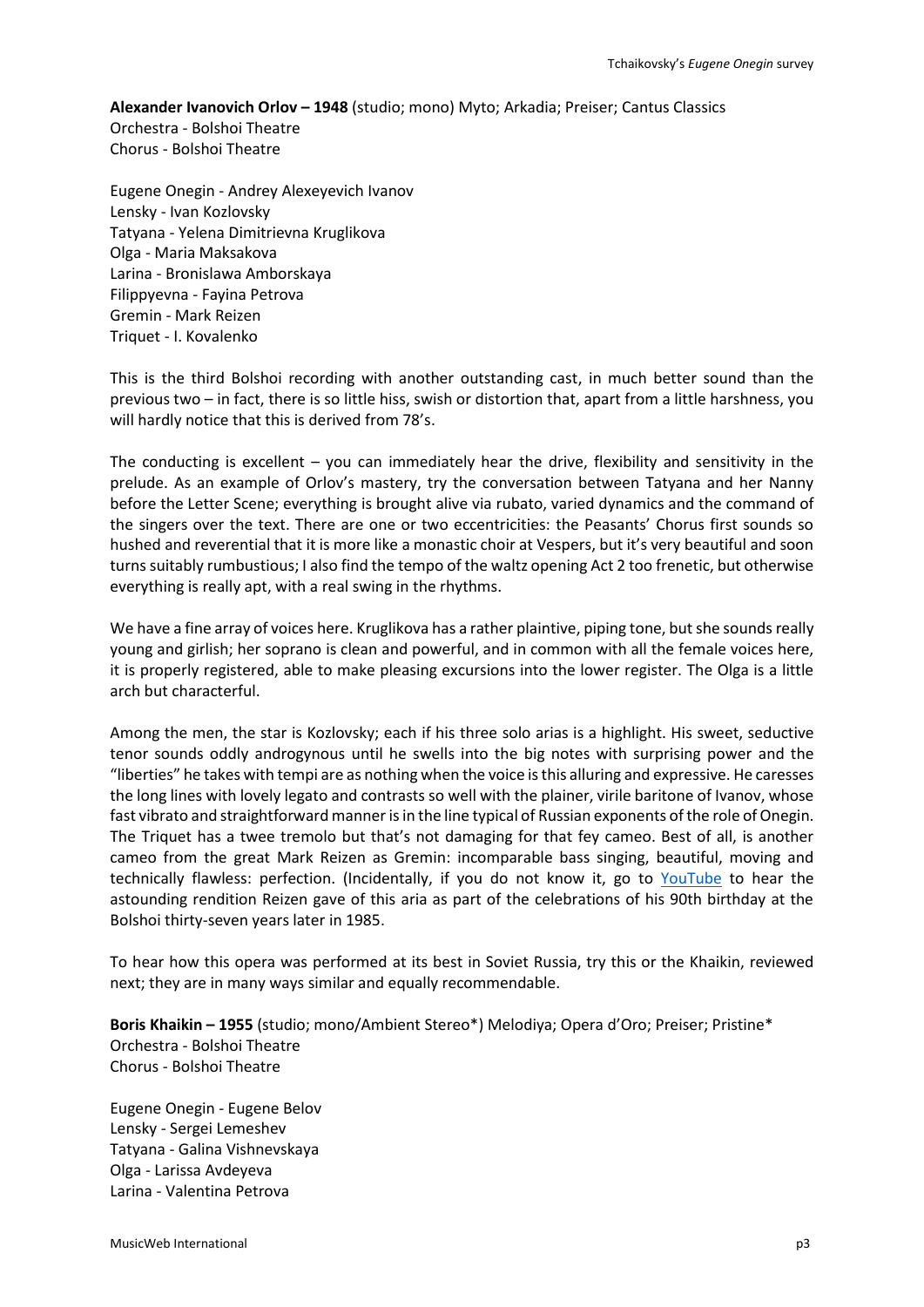**Alexander Ivanovich Orlov – 1948** (studio; mono) Myto; Arkadia; Preiser; Cantus Classics
Orchestra - Bolshoi Theatre
Chorus - Bolshoi Theatre

Eugene Onegin - Andrey Alexeyevich Ivanov
Lensky - Ivan Kozlovsky
Tatyana - Yelena Dimitrievna Kruglikova
Olga - Maria Maksakova
Larina - Bronislawa Amborskaya
Filippyevna - Fayina Petrova
Gremin - Mark Reizen
Triquet - I. Kovalenko

This is the third Bolshoi recording with another outstanding cast, in much better sound than the previous two – in fact, there is so little hiss, swish or distortion that, apart from a little harshness, you will hardly notice that this is derived from 78's.

The conducting is excellent – you can immediately hear the drive, flexibility and sensitivity in the prelude. As an example of Orlov's mastery, try the conversation between Tatyana and her Nanny before the Letter Scene; everything is brought alive via rubato, varied dynamics and the command of the singers over the text. There are one or two eccentricities: the Peasants' Chorus first sounds so hushed and reverential that it is more like a monastic choir at Vespers, but it's very beautiful and soon turns suitably rumbustious; I also find the tempo of the waltz opening Act 2 too frenetic, but otherwise everything is really apt, with a real swing in the rhythms.

We have a fine array of voices here. Kruglikova has a rather plaintive, piping tone, but she sounds really young and girlish; her soprano is clean and powerful, and in common with all the female voices here, it is properly registered, able to make pleasing excursions into the lower register. The Olga is a little arch but characterful.

Among the men, the star is Kozlovsky; each if his three solo arias is a highlight. His sweet, seductive tenor sounds oddly androgynous until he swells into the big notes with surprising power and the "liberties" he takes with tempi are as nothing when the voice is this alluring and expressive. He caresses the long lines with lovely legato and contrasts so well with the plainer, virile baritone of Ivanov, whose fast vibrato and straightforward manner is in the line typical of Russian exponents of the role of Onegin. The Triquet has a twee tremolo but that's not damaging for that fey cameo. Best of all, is another cameo from the great Mark Reizen as Gremin: incomparable bass singing, beautiful, moving and technically flawless: perfection. (Incidentally, if you do not know it, go to YouTube to hear the astounding rendition Reizen gave of this aria as part of the celebrations of his 90th birthday at the Bolshoi thirty-seven years later in 1985.

To hear how this opera was performed at its best in Soviet Russia, try this or the Khaikin, reviewed next; they are in many ways similar and equally recommendable.

**Boris Khaikin – 1955** (studio; mono/Ambient Stereo*) Melodiya; Opera d'Oro; Preiser; Pristine*
Orchestra - Bolshoi Theatre
Chorus - Bolshoi Theatre

Eugene Onegin - Eugene Belov
Lensky - Sergei Lemeshev
Tatyana - Galina Vishnevskaya
Olga - Larissa Avdeyeva
Larina - Valentina Petrova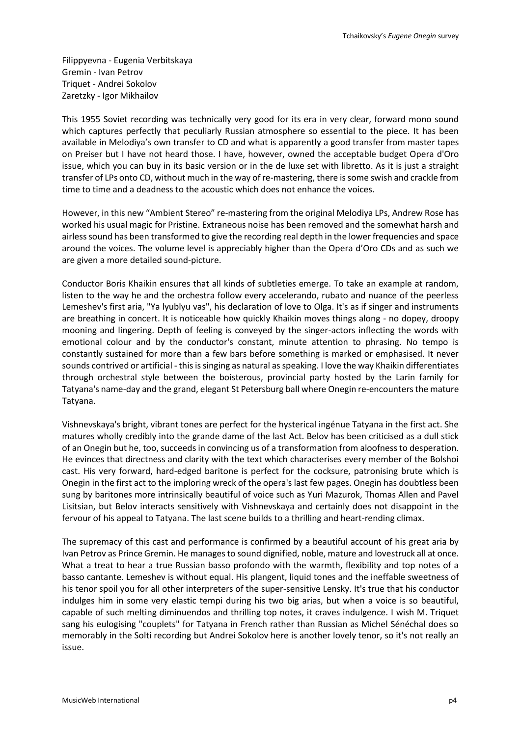Filippyevna - Eugenia Verbitskaya
Gremin - Ivan Petrov
Triquet - Andrei Sokolov
Zaretzky - Igor Mikhailov

This 1955 Soviet recording was technically very good for its era in very clear, forward mono sound which captures perfectly that peculiarly Russian atmosphere so essential to the piece. It has been available in Melodiya's own transfer to CD and what is apparently a good transfer from master tapes on Preiser but I have not heard those. I have, however, owned the acceptable budget Opera d'Oro issue, which you can buy in its basic version or in the de luxe set with libretto. As it is just a straight transfer of LPs onto CD, without much in the way of re-mastering, there is some swish and crackle from time to time and a deadness to the acoustic which does not enhance the voices.

However, in this new "Ambient Stereo" re-mastering from the original Melodiya LPs, Andrew Rose has worked his usual magic for Pristine. Extraneous noise has been removed and the somewhat harsh and airless sound has been transformed to give the recording real depth in the lower frequencies and space around the voices. The volume level is appreciably higher than the Opera d'Oro CDs and as such we are given a more detailed sound-picture.

Conductor Boris Khaikin ensures that all kinds of subtleties emerge. To take an example at random, listen to the way he and the orchestra follow every accelerando, rubato and nuance of the peerless Lemeshev's first aria, "Ya lyublyu vas", his declaration of love to Olga. It's as if singer and instruments are breathing in concert. It is noticeable how quickly Khaikin moves things along - no dopey, droopy mooning and lingering. Depth of feeling is conveyed by the singer-actors inflecting the words with emotional colour and by the conductor's constant, minute attention to phrasing. No tempo is constantly sustained for more than a few bars before something is marked or emphasised. It never sounds contrived or artificial - this is singing as natural as speaking. I love the way Khaikin differentiates through orchestral style between the boisterous, provincial party hosted by the Larin family for Tatyana's name-day and the grand, elegant St Petersburg ball where Onegin re-encounters the mature Tatyana.

Vishnevskaya's bright, vibrant tones are perfect for the hysterical ingénue Tatyana in the first act. She matures wholly credibly into the grande dame of the last Act. Belov has been criticised as a dull stick of an Onegin but he, too, succeeds in convincing us of a transformation from aloofness to desperation. He evinces that directness and clarity with the text which characterises every member of the Bolshoi cast. His very forward, hard-edged baritone is perfect for the cocksure, patronising brute which is Onegin in the first act to the imploring wreck of the opera's last few pages. Onegin has doubtless been sung by baritones more intrinsically beautiful of voice such as Yuri Mazurok, Thomas Allen and Pavel Lisitsian, but Belov interacts sensitively with Vishnevskaya and certainly does not disappoint in the fervour of his appeal to Tatyana. The last scene builds to a thrilling and heart-rending climax.

The supremacy of this cast and performance is confirmed by a beautiful account of his great aria by Ivan Petrov as Prince Gremin. He manages to sound dignified, noble, mature and lovestruck all at once. What a treat to hear a true Russian basso profondo with the warmth, flexibility and top notes of a basso cantante. Lemeshev is without equal. His plangent, liquid tones and the ineffable sweetness of his tenor spoil you for all other interpreters of the super-sensitive Lensky. It's true that his conductor indulges him in some very elastic tempi during his two big arias, but when a voice is so beautiful, capable of such melting diminuendos and thrilling top notes, it craves indulgence. I wish M. Triquet sang his eulogising "couplets" for Tatyana in French rather than Russian as Michel Sénéchal does so memorably in the Solti recording but Andrei Sokolov here is another lovely tenor, so it's not really an issue.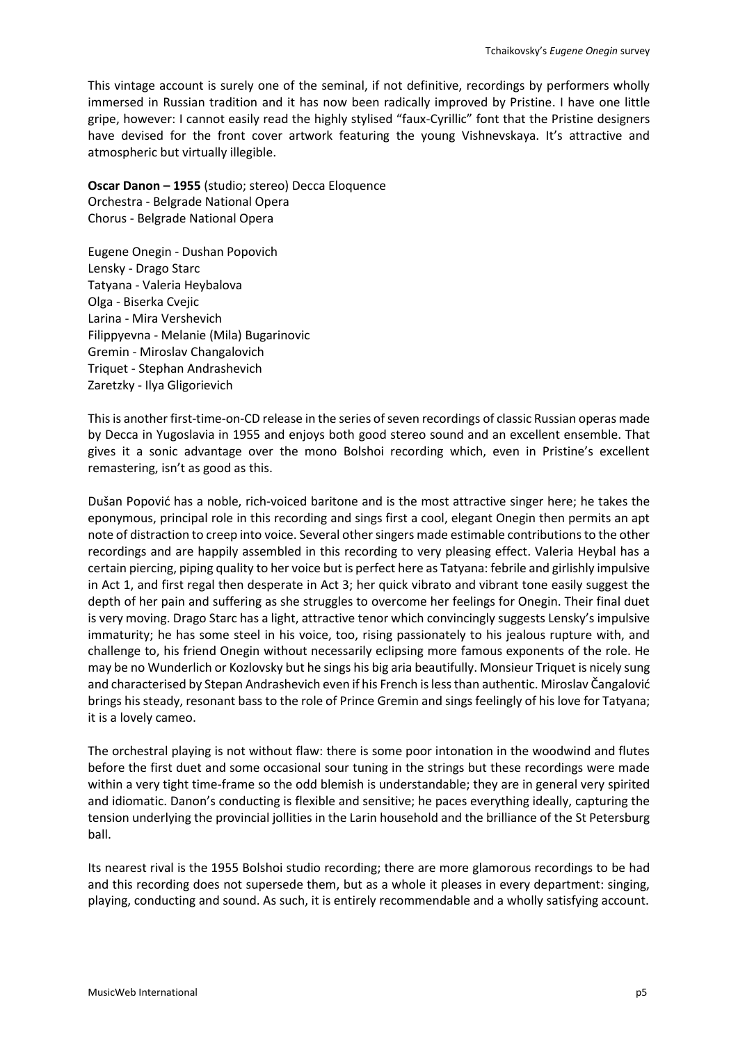This vintage account is surely one of the seminal, if not definitive, recordings by performers wholly immersed in Russian tradition and it has now been radically improved by Pristine. I have one little gripe, however: I cannot easily read the highly stylised "faux-Cyrillic" font that the Pristine designers have devised for the front cover artwork featuring the young Vishnevskaya. It's attractive and atmospheric but virtually illegible.

**Oscar Danon – 1955** (studio; stereo) Decca Eloquence
Orchestra - Belgrade National Opera
Chorus - Belgrade National Opera

Eugene Onegin - Dushan Popovich
Lensky - Drago Starc
Tatyana - Valeria Heybalova
Olga - Biserka Cvejic
Larina - Mira Vershevich
Filippyevna - Melanie (Mila) Bugarinovic
Gremin - Miroslav Changalovich
Triquet - Stephan Andrashevich
Zaretzky - Ilya Gligorievich

This is another first-time-on-CD release in the series of seven recordings of classic Russian operas made by Decca in Yugoslavia in 1955 and enjoys both good stereo sound and an excellent ensemble. That gives it a sonic advantage over the mono Bolshoi recording which, even in Pristine's excellent remastering, isn't as good as this.

Dušan Popović has a noble, rich-voiced baritone and is the most attractive singer here; he takes the eponymous, principal role in this recording and sings first a cool, elegant Onegin then permits an apt note of distraction to creep into voice. Several other singers made estimable contributions to the other recordings and are happily assembled in this recording to very pleasing effect. Valeria Heybal has a certain piercing, piping quality to her voice but is perfect here as Tatyana: febrile and girlishly impulsive in Act 1, and first regal then desperate in Act 3; her quick vibrato and vibrant tone easily suggest the depth of her pain and suffering as she struggles to overcome her feelings for Onegin. Their final duet is very moving. Drago Starc has a light, attractive tenor which convincingly suggests Lensky's impulsive immaturity; he has some steel in his voice, too, rising passionately to his jealous rupture with, and challenge to, his friend Onegin without necessarily eclipsing more famous exponents of the role. He may be no Wunderlich or Kozlovsky but he sings his big aria beautifully. Monsieur Triquet is nicely sung and characterised by Stepan Andrashevich even if his French is less than authentic. Miroslav Čangalović brings his steady, resonant bass to the role of Prince Gremin and sings feelingly of his love for Tatyana; it is a lovely cameo.

The orchestral playing is not without flaw: there is some poor intonation in the woodwind and flutes before the first duet and some occasional sour tuning in the strings but these recordings were made within a very tight time-frame so the odd blemish is understandable; they are in general very spirited and idiomatic. Danon's conducting is flexible and sensitive; he paces everything ideally, capturing the tension underlying the provincial jollities in the Larin household and the brilliance of the St Petersburg ball.

Its nearest rival is the 1955 Bolshoi studio recording; there are more glamorous recordings to be had and this recording does not supersede them, but as a whole it pleases in every department: singing, playing, conducting and sound. As such, it is entirely recommendable and a wholly satisfying account.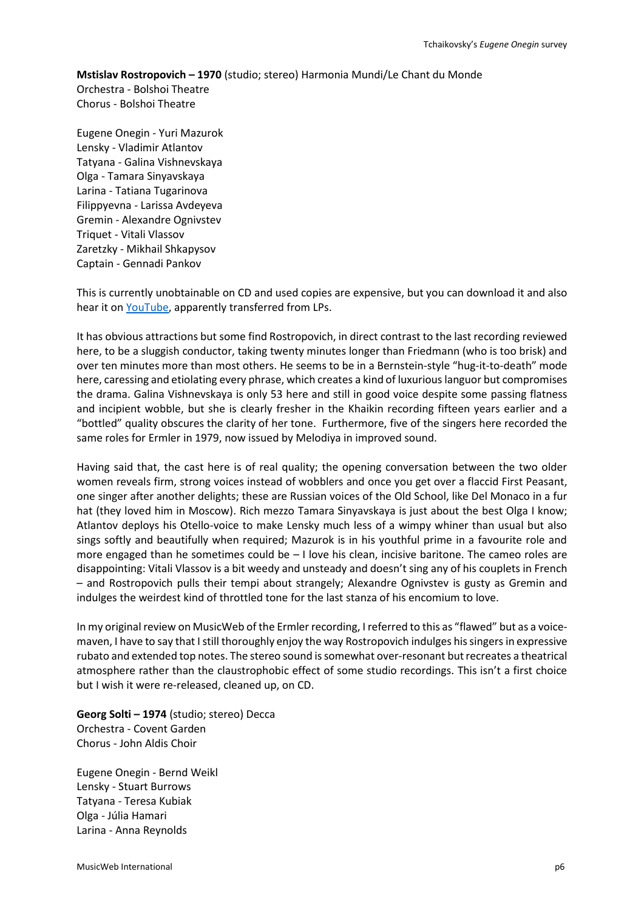**Mstislav Rostropovich – 1970** (studio; stereo) Harmonia Mundi/Le Chant du Monde
Orchestra - Bolshoi Theatre
Chorus - Bolshoi Theatre

Eugene Onegin - Yuri Mazurok
Lensky - Vladimir Atlantov
Tatyana - Galina Vishnevskaya
Olga - Tamara Sinyavskaya
Larina - Tatiana Tugarinova
Filippyevna - Larissa Avdeyeva
Gremin - Alexandre Ognivstev
Triquet - Vitali Vlassov
Zaretzky - Mikhail Shkapysov
Captain - Gennadi Pankov

This is currently unobtainable on CD and used copies are expensive, but you can download it and also hear it on YouTube, apparently transferred from LPs.

It has obvious attractions but some find Rostropovich, in direct contrast to the last recording reviewed here, to be a sluggish conductor, taking twenty minutes longer than Friedmann (who is too brisk) and over ten minutes more than most others. He seems to be in a Bernstein-style "hug-it-to-death" mode here, caressing and etiolating every phrase, which creates a kind of luxurious languor but compromises the drama. Galina Vishnevskaya is only 53 here and still in good voice despite some passing flatness and incipient wobble, but she is clearly fresher in the Khaikin recording fifteen years earlier and a "bottled" quality obscures the clarity of her tone. Furthermore, five of the singers here recorded the same roles for Ermler in 1979, now issued by Melodiya in improved sound.

Having said that, the cast here is of real quality; the opening conversation between the two older women reveals firm, strong voices instead of wobblers and once you get over a flaccid First Peasant, one singer after another delights; these are Russian voices of the Old School, like Del Monaco in a fur hat (they loved him in Moscow). Rich mezzo Tamara Sinyavskaya is just about the best Olga I know; Atlantov deploys his Otello-voice to make Lensky much less of a wimpy whiner than usual but also sings softly and beautifully when required; Mazurok is in his youthful prime in a favourite role and more engaged than he sometimes could be – I love his clean, incisive baritone. The cameo roles are disappointing: Vitali Vlassov is a bit weedy and unsteady and doesn't sing any of his couplets in French – and Rostropovich pulls their tempi about strangely; Alexandre Ognivstev is gusty as Gremin and indulges the weirdest kind of throttled tone for the last stanza of his encomium to love.

In my original review on MusicWeb of the Ermler recording, I referred to this as "flawed" but as a voice-maven, I have to say that I still thoroughly enjoy the way Rostropovich indulges his singers in expressive rubato and extended top notes. The stereo sound is somewhat over-resonant but recreates a theatrical atmosphere rather than the claustrophobic effect of some studio recordings. This isn't a first choice but I wish it were re-released, cleaned up, on CD.

**Georg Solti – 1974** (studio; stereo) Decca
Orchestra - Covent Garden
Chorus - John Aldis Choir

Eugene Onegin - Bernd Weikl
Lensky - Stuart Burrows
Tatyana - Teresa Kubiak
Olga - Júlia Hamari
Larina - Anna Reynolds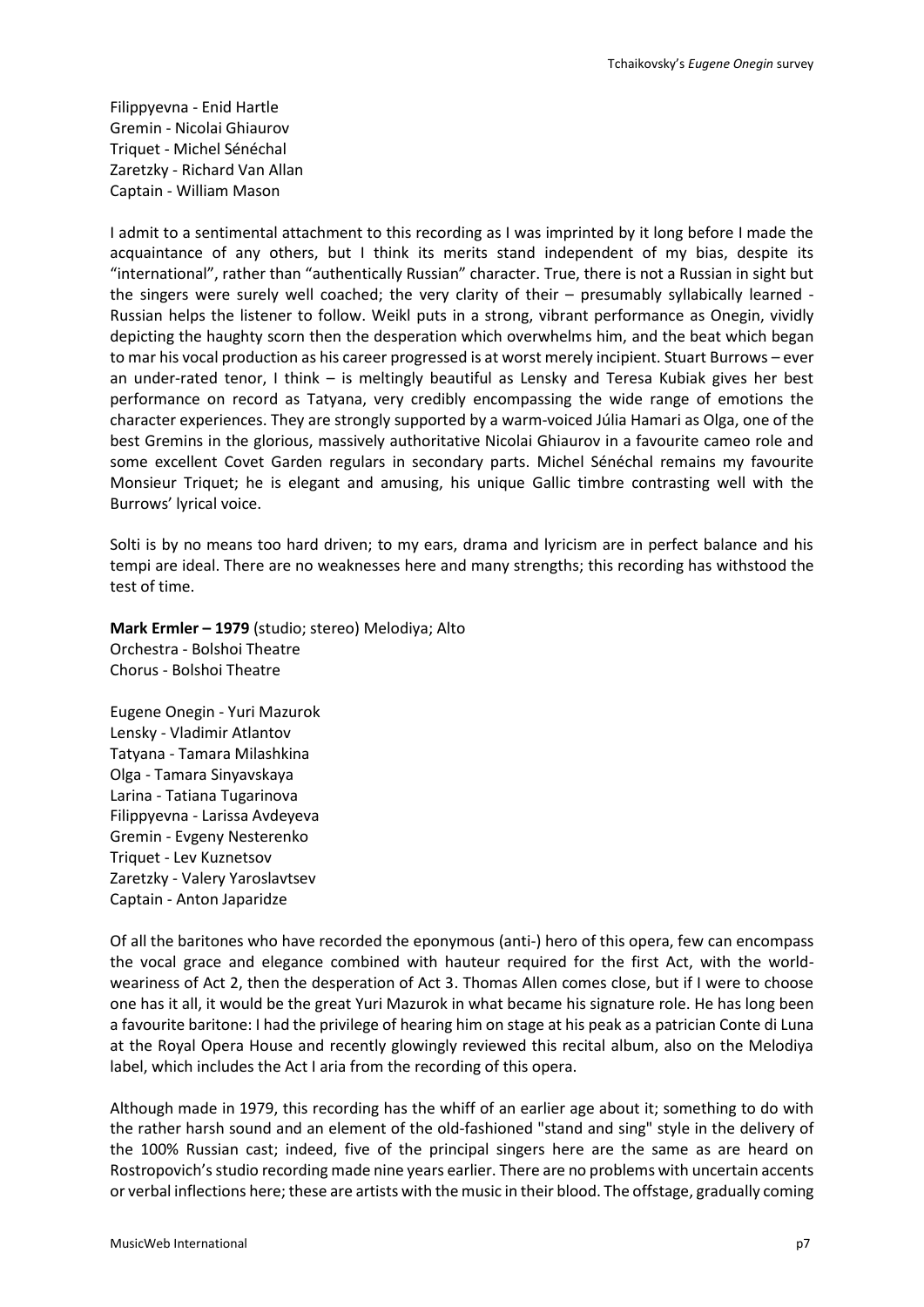Filippyevna - Enid Hartle
Gremin - Nicolai Ghiaurov
Triquet - Michel Sénéchal
Zaretzky - Richard Van Allan
Captain - William Mason

I admit to a sentimental attachment to this recording as I was imprinted by it long before I made the acquaintance of any others, but I think its merits stand independent of my bias, despite its "international", rather than "authentically Russian" character. True, there is not a Russian in sight but the singers were surely well coached; the very clarity of their – presumably syllabically learned - Russian helps the listener to follow. Weikl puts in a strong, vibrant performance as Onegin, vividly depicting the haughty scorn then the desperation which overwhelms him, and the beat which began to mar his vocal production as his career progressed is at worst merely incipient. Stuart Burrows – ever an under-rated tenor, I think – is meltingly beautiful as Lensky and Teresa Kubiak gives her best performance on record as Tatyana, very credibly encompassing the wide range of emotions the character experiences. They are strongly supported by a warm-voiced Júlia Hamari as Olga, one of the best Gremins in the glorious, massively authoritative Nicolai Ghiaurov in a favourite cameo role and some excellent Covet Garden regulars in secondary parts. Michel Sénéchal remains my favourite Monsieur Triquet; he is elegant and amusing, his unique Gallic timbre contrasting well with the Burrows' lyrical voice.

Solti is by no means too hard driven; to my ears, drama and lyricism are in perfect balance and his tempi are ideal. There are no weaknesses here and many strengths; this recording has withstood the test of time.

**Mark Ermler – 1979** (studio; stereo) Melodiya; Alto
Orchestra - Bolshoi Theatre
Chorus - Bolshoi Theatre

Eugene Onegin - Yuri Mazurok
Lensky - Vladimir Atlantov
Tatyana - Tamara Milashkina
Olga - Tamara Sinyavskaya
Larina - Tatiana Tugarinova
Filippyevna - Larissa Avdeyeva
Gremin - Evgeny Nesterenko
Triquet - Lev Kuznetsov
Zaretzky - Valery Yaroslavtsev
Captain - Anton Japaridze

Of all the baritones who have recorded the eponymous (anti-) hero of this opera, few can encompass the vocal grace and elegance combined with hauteur required for the first Act, with the world-weariness of Act 2, then the desperation of Act 3. Thomas Allen comes close, but if I were to choose one has it all, it would be the great Yuri Mazurok in what became his signature role. He has long been a favourite baritone: I had the privilege of hearing him on stage at his peak as a patrician Conte di Luna at the Royal Opera House and recently glowingly reviewed this recital album, also on the Melodiya label, which includes the Act I aria from the recording of this opera.

Although made in 1979, this recording has the whiff of an earlier age about it; something to do with the rather harsh sound and an element of the old-fashioned "stand and sing" style in the delivery of the 100% Russian cast; indeed, five of the principal singers here are the same as are heard on Rostropovich's studio recording made nine years earlier. There are no problems with uncertain accents or verbal inflections here; these are artists with the music in their blood. The offstage, gradually coming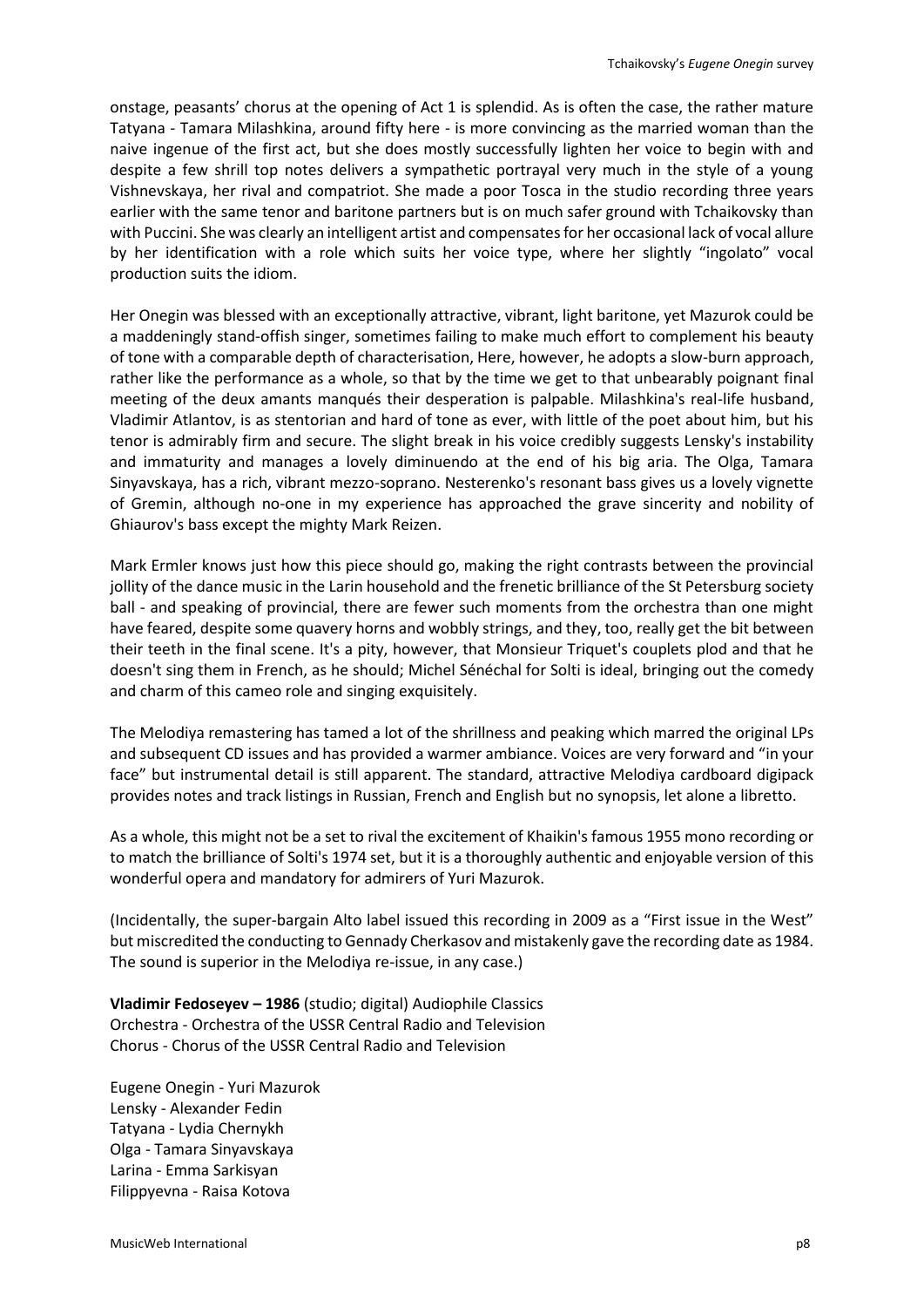onstage, peasants' chorus at the opening of Act 1 is splendid. As is often the case, the rather mature Tatyana - Tamara Milashkina, around fifty here - is more convincing as the married woman than the naive ingenue of the first act, but she does mostly successfully lighten her voice to begin with and despite a few shrill top notes delivers a sympathetic portrayal very much in the style of a young Vishnevskaya, her rival and compatriot. She made a poor Tosca in the studio recording three years earlier with the same tenor and baritone partners but is on much safer ground with Tchaikovsky than with Puccini. She was clearly an intelligent artist and compensates for her occasional lack of vocal allure by her identification with a role which suits her voice type, where her slightly "ingolato" vocal production suits the idiom.

Her Onegin was blessed with an exceptionally attractive, vibrant, light baritone, yet Mazurok could be a maddeningly stand-offish singer, sometimes failing to make much effort to complement his beauty of tone with a comparable depth of characterisation, Here, however, he adopts a slow-burn approach, rather like the performance as a whole, so that by the time we get to that unbearably poignant final meeting of the deux amants manqués their desperation is palpable. Milashkina's real-life husband, Vladimir Atlantov, is as stentorian and hard of tone as ever, with little of the poet about him, but his tenor is admirably firm and secure. The slight break in his voice credibly suggests Lensky's instability and immaturity and manages a lovely diminuendo at the end of his big aria. The Olga, Tamara Sinyavskaya, has a rich, vibrant mezzo-soprano. Nesterenko's resonant bass gives us a lovely vignette of Gremin, although no-one in my experience has approached the grave sincerity and nobility of Ghiaurov's bass except the mighty Mark Reizen.

Mark Ermler knows just how this piece should go, making the right contrasts between the provincial jollity of the dance music in the Larin household and the frenetic brilliance of the St Petersburg society ball - and speaking of provincial, there are fewer such moments from the orchestra than one might have feared, despite some quavery horns and wobbly strings, and they, too, really get the bit between their teeth in the final scene. It's a pity, however, that Monsieur Triquet's couplets plod and that he doesn't sing them in French, as he should; Michel Sénéchal for Solti is ideal, bringing out the comedy and charm of this cameo role and singing exquisitely.

The Melodiya remastering has tamed a lot of the shrillness and peaking which marred the original LPs and subsequent CD issues and has provided a warmer ambiance. Voices are very forward and "in your face" but instrumental detail is still apparent. The standard, attractive Melodiya cardboard digipack provides notes and track listings in Russian, French and English but no synopsis, let alone a libretto.

As a whole, this might not be a set to rival the excitement of Khaikin's famous 1955 mono recording or to match the brilliance of Solti's 1974 set, but it is a thoroughly authentic and enjoyable version of this wonderful opera and mandatory for admirers of Yuri Mazurok.

(Incidentally, the super-bargain Alto label issued this recording in 2009 as a "First issue in the West" but miscredited the conducting to Gennady Cherkasov and mistakenly gave the recording date as 1984. The sound is superior in the Melodiya re-issue, in any case.)

**Vladimir Fedoseyev – 1986** (studio; digital) Audiophile Classics
Orchestra - Orchestra of the USSR Central Radio and Television
Chorus - Chorus of the USSR Central Radio and Television

Eugene Onegin - Yuri Mazurok
Lensky - Alexander Fedin
Tatyana - Lydia Chernykh
Olga - Tamara Sinyavskaya
Larina - Emma Sarkisyan
Filippyevna - Raisa Kotova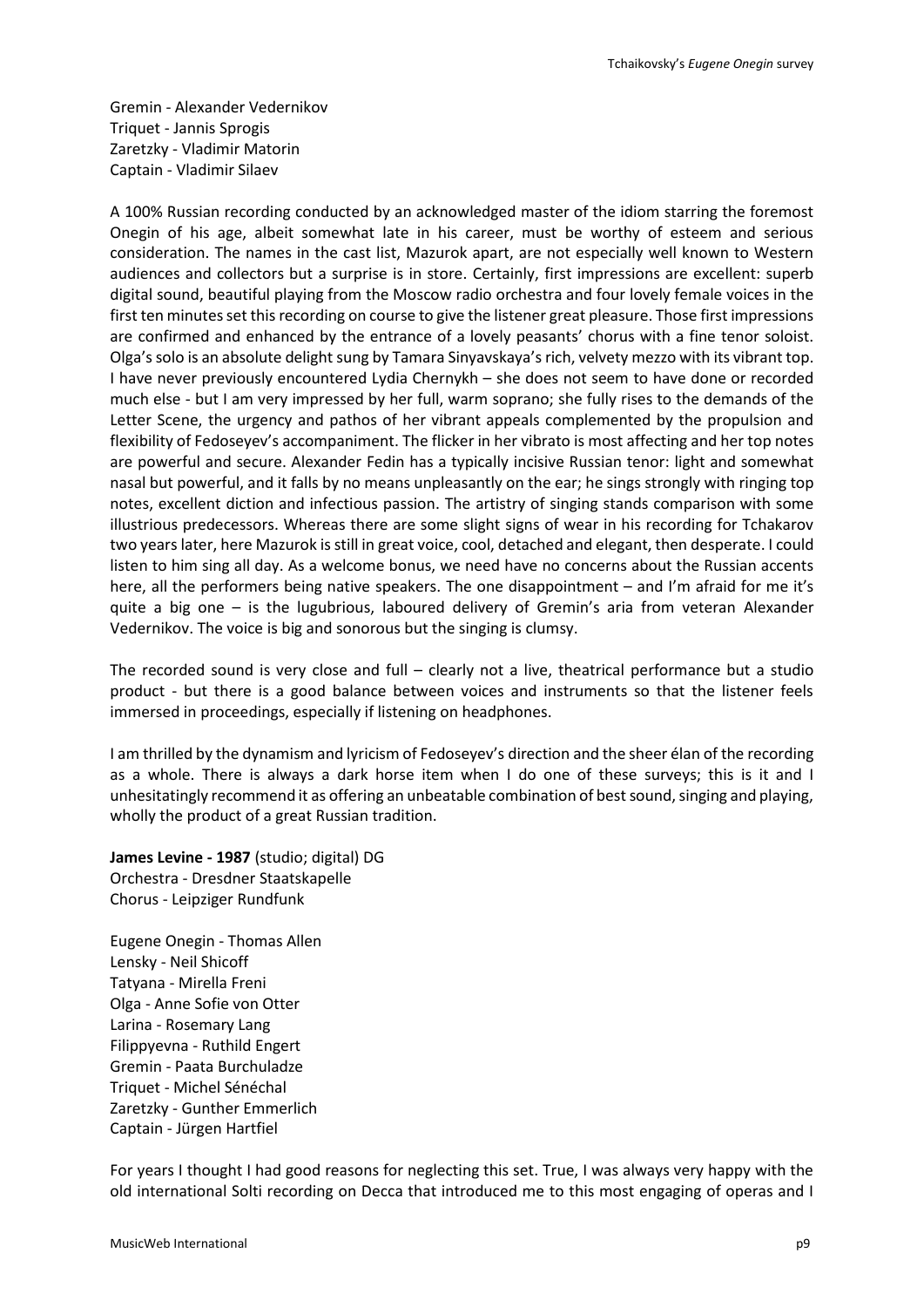Gremin - Alexander Vedernikov
Triquet - Jannis Sprogis
Zaretzky - Vladimir Matorin
Captain - Vladimir Silaev

A 100% Russian recording conducted by an acknowledged master of the idiom starring the foremost Onegin of his age, albeit somewhat late in his career, must be worthy of esteem and serious consideration. The names in the cast list, Mazurok apart, are not especially well known to Western audiences and collectors but a surprise is in store. Certainly, first impressions are excellent: superb digital sound, beautiful playing from the Moscow radio orchestra and four lovely female voices in the first ten minutes set this recording on course to give the listener great pleasure. Those first impressions are confirmed and enhanced by the entrance of a lovely peasants' chorus with a fine tenor soloist. Olga's solo is an absolute delight sung by Tamara Sinyavskaya's rich, velvety mezzo with its vibrant top. I have never previously encountered Lydia Chernykh – she does not seem to have done or recorded much else - but I am very impressed by her full, warm soprano; she fully rises to the demands of the Letter Scene, the urgency and pathos of her vibrant appeals complemented by the propulsion and flexibility of Fedoseyev's accompaniment. The flicker in her vibrato is most affecting and her top notes are powerful and secure. Alexander Fedin has a typically incisive Russian tenor: light and somewhat nasal but powerful, and it falls by no means unpleasantly on the ear; he sings strongly with ringing top notes, excellent diction and infectious passion. The artistry of singing stands comparison with some illustrious predecessors. Whereas there are some slight signs of wear in his recording for Tchakarov two years later, here Mazurok is still in great voice, cool, detached and elegant, then desperate. I could listen to him sing all day. As a welcome bonus, we need have no concerns about the Russian accents here, all the performers being native speakers. The one disappointment – and I'm afraid for me it's quite a big one – is the lugubrious, laboured delivery of Gremin's aria from veteran Alexander Vedernikov. The voice is big and sonorous but the singing is clumsy.

The recorded sound is very close and full – clearly not a live, theatrical performance but a studio product - but there is a good balance between voices and instruments so that the listener feels immersed in proceedings, especially if listening on headphones.

I am thrilled by the dynamism and lyricism of Fedoseyev's direction and the sheer élan of the recording as a whole. There is always a dark horse item when I do one of these surveys; this is it and I unhesitatingly recommend it as offering an unbeatable combination of best sound, singing and playing, wholly the product of a great Russian tradition.

**James Levine - 1987** (studio; digital) DG
Orchestra - Dresdner Staatskapelle
Chorus - Leipziger Rundfunk

Eugene Onegin - Thomas Allen
Lensky - Neil Shicoff
Tatyana - Mirella Freni
Olga - Anne Sofie von Otter
Larina - Rosemary Lang
Filippyevna - Ruthild Engert
Gremin - Paata Burchuladze
Triquet - Michel Sénéchal
Zaretzky - Gunther Emmerlich
Captain - Jürgen Hartfiel

For years I thought I had good reasons for neglecting this set. True, I was always very happy with the old international Solti recording on Decca that introduced me to this most engaging of operas and I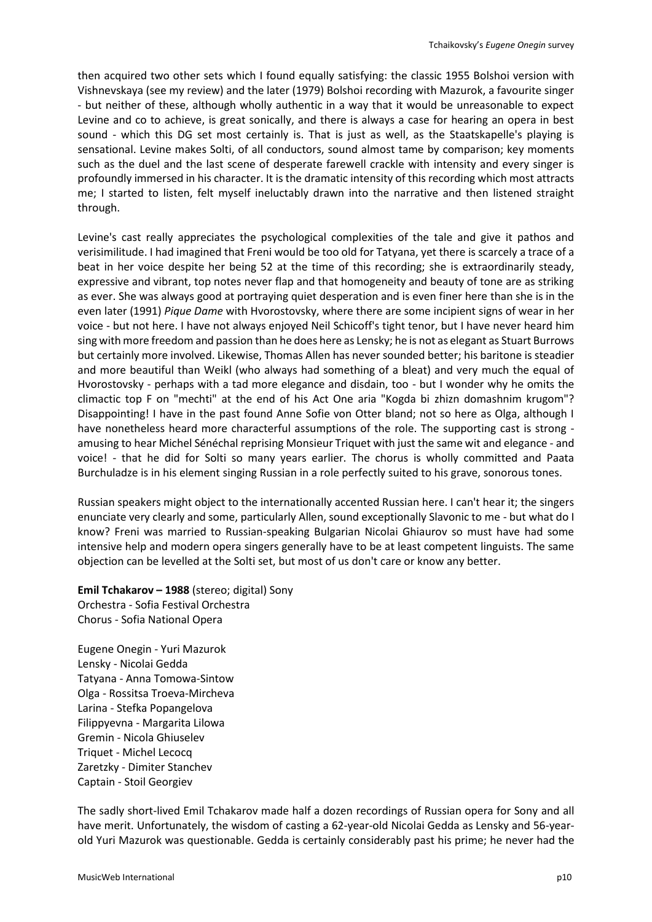then acquired two other sets which I found equally satisfying: the classic 1955 Bolshoi version with Vishnevskaya (see my review) and the later (1979) Bolshoi recording with Mazurok, a favourite singer - but neither of these, although wholly authentic in a way that it would be unreasonable to expect Levine and co to achieve, is great sonically, and there is always a case for hearing an opera in best sound - which this DG set most certainly is. That is just as well, as the Staatskapelle's playing is sensational. Levine makes Solti, of all conductors, sound almost tame by comparison; key moments such as the duel and the last scene of desperate farewell crackle with intensity and every singer is profoundly immersed in his character. It is the dramatic intensity of this recording which most attracts me; I started to listen, felt myself ineluctably drawn into the narrative and then listened straight through.

Levine's cast really appreciates the psychological complexities of the tale and give it pathos and verisimilitude. I had imagined that Freni would be too old for Tatyana, yet there is scarcely a trace of a beat in her voice despite her being 52 at the time of this recording; she is extraordinarily steady, expressive and vibrant, top notes never flap and that homogeneity and beauty of tone are as striking as ever. She was always good at portraying quiet desperation and is even finer here than she is in the even later (1991) *Pique Dame* with Hvorostovsky, where there are some incipient signs of wear in her voice - but not here. I have not always enjoyed Neil Schicoff's tight tenor, but I have never heard him sing with more freedom and passion than he does here as Lensky; he is not as elegant as Stuart Burrows but certainly more involved. Likewise, Thomas Allen has never sounded better; his baritone is steadier and more beautiful than Weikl (who always had something of a bleat) and very much the equal of Hvorostovsky - perhaps with a tad more elegance and disdain, too - but I wonder why he omits the climactic top F on "mechti" at the end of his Act One aria "Kogda bi zhizn domashnim krugom"? Disappointing! I have in the past found Anne Sofie von Otter bland; not so here as Olga, although I have nonetheless heard more characterful assumptions of the role. The supporting cast is strong - amusing to hear Michel Sénéchal reprising Monsieur Triquet with just the same wit and elegance - and voice! - that he did for Solti so many years earlier. The chorus is wholly committed and Paata Burchuladze is in his element singing Russian in a role perfectly suited to his grave, sonorous tones.

Russian speakers might object to the internationally accented Russian here. I can't hear it; the singers enunciate very clearly and some, particularly Allen, sound exceptionally Slavonic to me - but what do I know? Freni was married to Russian-speaking Bulgarian Nicolai Ghiaurov so must have had some intensive help and modern opera singers generally have to be at least competent linguists. The same objection can be levelled at the Solti set, but most of us don't care or know any better.

**Emil Tchakarov – 1988** (stereo; digital) Sony
Orchestra - Sofia Festival Orchestra
Chorus - Sofia National Opera

Eugene Onegin - Yuri Mazurok
Lensky - Nicolai Gedda
Tatyana - Anna Tomowa-Sintow
Olga - Rossitsa Troeva-Mircheva
Larina - Stefka Popangelova
Filippyevna - Margarita Lilowa
Gremin - Nicola Ghiuselev
Triquet - Michel Lecocq
Zaretzky - Dimiter Stanchev
Captain - Stoil Georgiev

The sadly short-lived Emil Tchakarov made half a dozen recordings of Russian opera for Sony and all have merit. Unfortunately, the wisdom of casting a 62-year-old Nicolai Gedda as Lensky and 56-year-old Yuri Mazurok was questionable. Gedda is certainly considerably past his prime; he never had the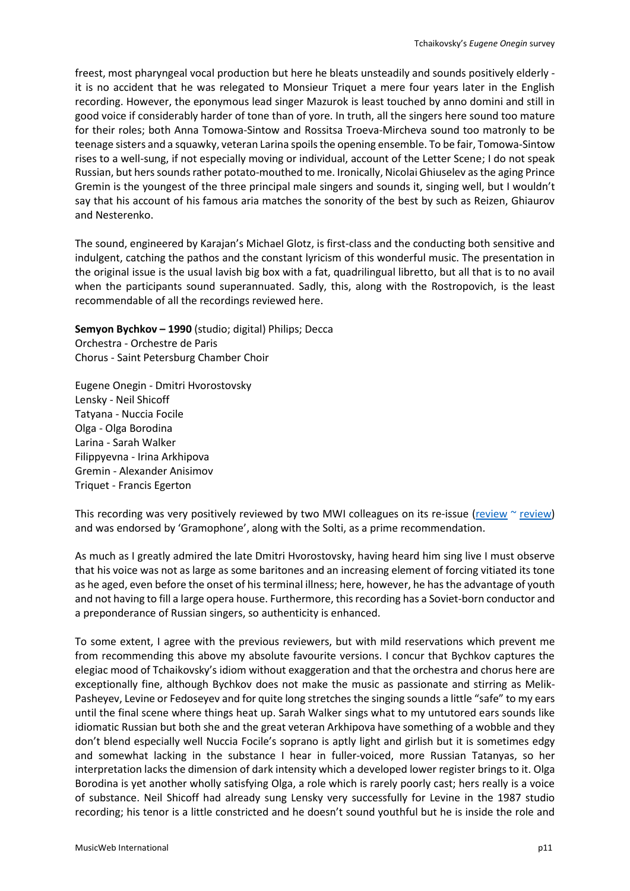freest, most pharyngeal vocal production but here he bleats unsteadily and sounds positively elderly - it is no accident that he was relegated to Monsieur Triquet a mere four years later in the English recording. However, the eponymous lead singer Mazurok is least touched by anno domini and still in good voice if considerably harder of tone than of yore. In truth, all the singers here sound too mature for their roles; both Anna Tomowa-Sintow and Rossitsa Troeva-Mircheva sound too matronly to be teenage sisters and a squawky, veteran Larina spoils the opening ensemble. To be fair, Tomowa-Sintow rises to a well-sung, if not especially moving or individual, account of the Letter Scene; I do not speak Russian, but hers sounds rather potato-mouthed to me. Ironically, Nicolai Ghiuselev as the aging Prince Gremin is the youngest of the three principal male singers and sounds it, singing well, but I wouldn't say that his account of his famous aria matches the sonority of the best by such as Reizen, Ghiaurov and Nesterenko.

The sound, engineered by Karajan's Michael Glotz, is first-class and the conducting both sensitive and indulgent, catching the pathos and the constant lyricism of this wonderful music. The presentation in the original issue is the usual lavish big box with a fat, quadrilingual libretto, but all that is to no avail when the participants sound superannuated. Sadly, this, along with the Rostropovich, is the least recommendable of all the recordings reviewed here.

**Semyon Bychkov – 1990** (studio; digital) Philips; Decca
Orchestra - Orchestre de Paris
Chorus - Saint Petersburg Chamber Choir

Eugene Onegin - Dmitri Hvorostovsky
Lensky - Neil Shicoff
Tatyana - Nuccia Focile
Olga - Olga Borodina
Larina - Sarah Walker
Filippyevna - Irina Arkhipova
Gremin - Alexander Anisimov
Triquet - Francis Egerton

This recording was very positively reviewed by two MWI colleagues on its re-issue (review ~ review) and was endorsed by 'Gramophone', along with the Solti, as a prime recommendation.

As much as I greatly admired the late Dmitri Hvorostovsky, having heard him sing live I must observe that his voice was not as large as some baritones and an increasing element of forcing vitiated its tone as he aged, even before the onset of his terminal illness; here, however, he has the advantage of youth and not having to fill a large opera house. Furthermore, this recording has a Soviet-born conductor and a preponderance of Russian singers, so authenticity is enhanced.

To some extent, I agree with the previous reviewers, but with mild reservations which prevent me from recommending this above my absolute favourite versions. I concur that Bychkov captures the elegiac mood of Tchaikovsky's idiom without exaggeration and that the orchestra and chorus here are exceptionally fine, although Bychkov does not make the music as passionate and stirring as Melik-Pasheyev, Levine or Fedoseyev and for quite long stretches the singing sounds a little "safe" to my ears until the final scene where things heat up. Sarah Walker sings what to my untutored ears sounds like idiomatic Russian but both she and the great veteran Arkhipova have something of a wobble and they don't blend especially well Nuccia Focile's soprano is aptly light and girlish but it is sometimes edgy and somewhat lacking in the substance I hear in fuller-voiced, more Russian Tatanyas, so her interpretation lacks the dimension of dark intensity which a developed lower register brings to it. Olga Borodina is yet another wholly satisfying Olga, a role which is rarely poorly cast; hers really is a voice of substance. Neil Shicoff had already sung Lensky very successfully for Levine in the 1987 studio recording; his tenor is a little constricted and he doesn't sound youthful but he is inside the role and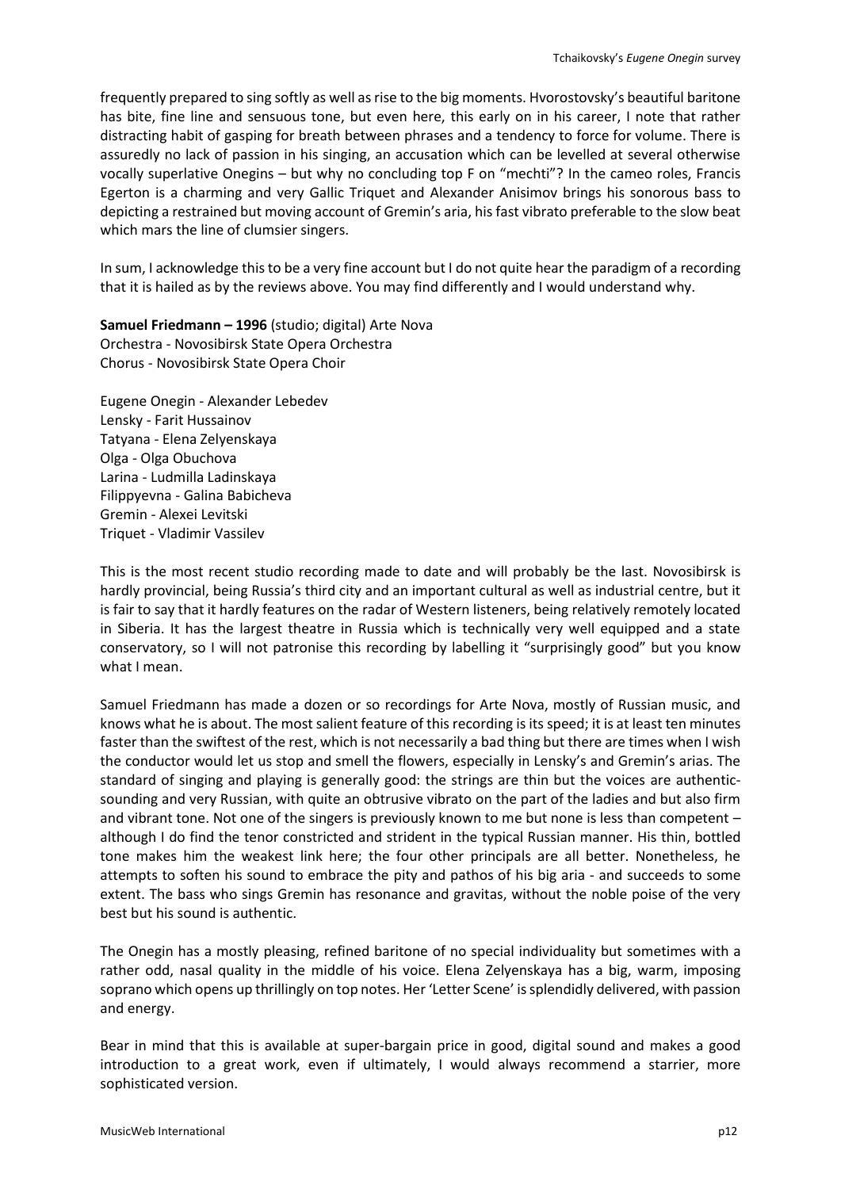frequently prepared to sing softly as well as rise to the big moments. Hvorostovsky's beautiful baritone has bite, fine line and sensuous tone, but even here, this early on in his career, I note that rather distracting habit of gasping for breath between phrases and a tendency to force for volume. There is assuredly no lack of passion in his singing, an accusation which can be levelled at several otherwise vocally superlative Onegins – but why no concluding top F on "mechti"? In the cameo roles, Francis Egerton is a charming and very Gallic Triquet and Alexander Anisimov brings his sonorous bass to depicting a restrained but moving account of Gremin's aria, his fast vibrato preferable to the slow beat which mars the line of clumsier singers.

In sum, I acknowledge this to be a very fine account but I do not quite hear the paradigm of a recording that it is hailed as by the reviews above. You may find differently and I would understand why.

**Samuel Friedmann – 1996** (studio; digital) Arte Nova
Orchestra - Novosibirsk State Opera Orchestra
Chorus - Novosibirsk State Opera Choir

Eugene Onegin - Alexander Lebedev
Lensky - Farit Hussainov
Tatyana - Elena Zelyenskaya
Olga - Olga Obuchova
Larina - Ludmilla Ladinskaya
Filippyevna - Galina Babicheva
Gremin - Alexei Levitski
Triquet - Vladimir Vassilev

This is the most recent studio recording made to date and will probably be the last. Novosibirsk is hardly provincial, being Russia's third city and an important cultural as well as industrial centre, but it is fair to say that it hardly features on the radar of Western listeners, being relatively remotely located in Siberia. It has the largest theatre in Russia which is technically very well equipped and a state conservatory, so I will not patronise this recording by labelling it "surprisingly good" but you know what I mean.

Samuel Friedmann has made a dozen or so recordings for Arte Nova, mostly of Russian music, and knows what he is about. The most salient feature of this recording is its speed; it is at least ten minutes faster than the swiftest of the rest, which is not necessarily a bad thing but there are times when I wish the conductor would let us stop and smell the flowers, especially in Lensky's and Gremin's arias. The standard of singing and playing is generally good: the strings are thin but the voices are authentic-sounding and very Russian, with quite an obtrusive vibrato on the part of the ladies and but also firm and vibrant tone. Not one of the singers is previously known to me but none is less than competent – although I do find the tenor constricted and strident in the typical Russian manner. His thin, bottled tone makes him the weakest link here; the four other principals are all better. Nonetheless, he attempts to soften his sound to embrace the pity and pathos of his big aria - and succeeds to some extent. The bass who sings Gremin has resonance and gravitas, without the noble poise of the very best but his sound is authentic.

The Onegin has a mostly pleasing, refined baritone of no special individuality but sometimes with a rather odd, nasal quality in the middle of his voice. Elena Zelyenskaya has a big, warm, imposing soprano which opens up thrillingly on top notes. Her 'Letter Scene' is splendidly delivered, with passion and energy.

Bear in mind that this is available at super-bargain price in good, digital sound and makes a good introduction to a great work, even if ultimately, I would always recommend a starrier, more sophisticated version.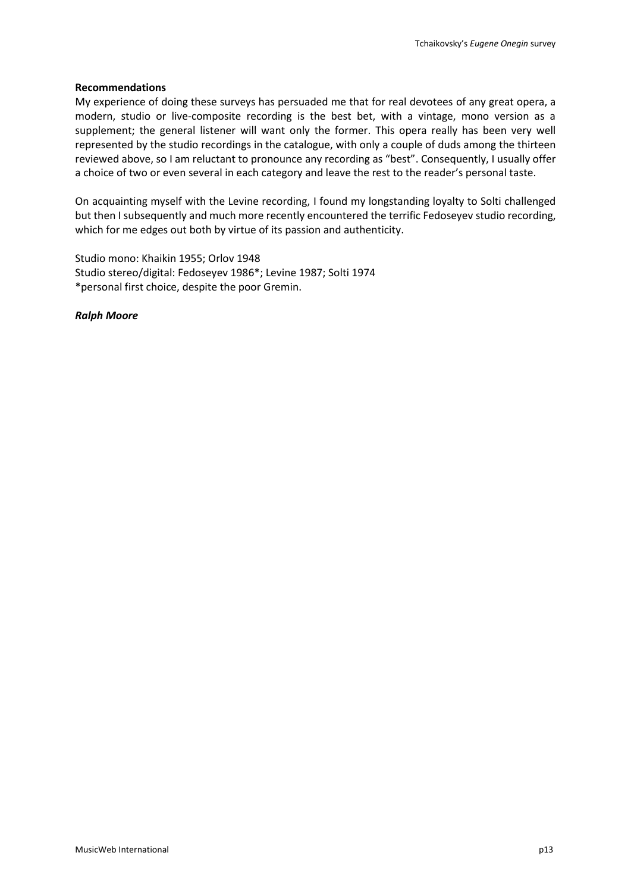**Recommendations**

My experience of doing these surveys has persuaded me that for real devotees of any great opera, a modern, studio or live-composite recording is the best bet, with a vintage, mono version as a supplement; the general listener will want only the former. This opera really has been very well represented by the studio recordings in the catalogue, with only a couple of duds among the thirteen reviewed above, so I am reluctant to pronounce any recording as "best". Consequently, I usually offer a choice of two or even several in each category and leave the rest to the reader's personal taste.

On acquainting myself with the Levine recording, I found my longstanding loyalty to Solti challenged but then I subsequently and much more recently encountered the terrific Fedoseyev studio recording, which for me edges out both by virtue of its passion and authenticity.

Studio mono: Khaikin 1955; Orlov 1948
Studio stereo/digital: Fedoseyev 1986*; Levine 1987; Solti 1974
*personal first choice, despite the poor Gremin.

***Ralph Moore***